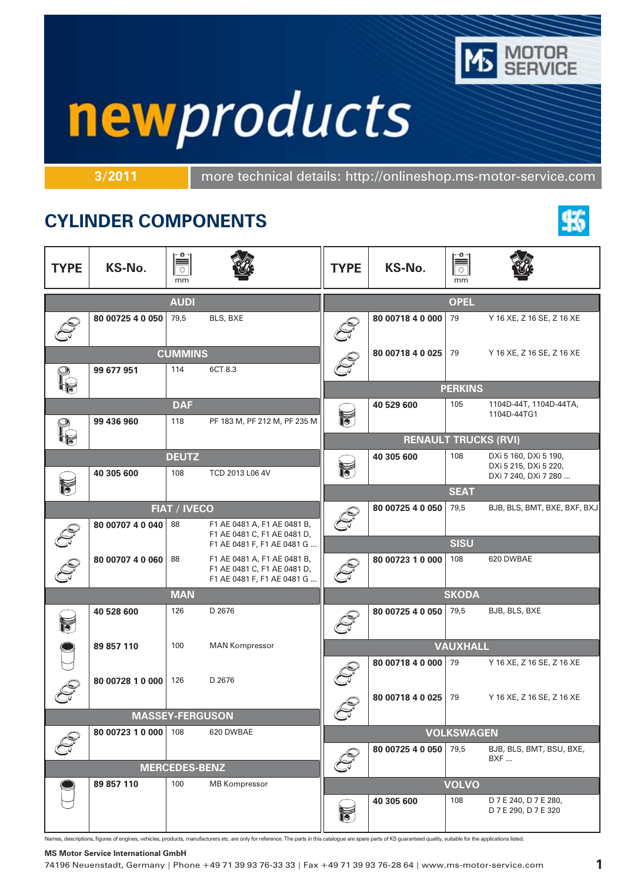# newproducts

**3/2011** more technical details: http://onlineshop.ms-motor-service.com

## CYLINDER COMPONENTS

| TYPE | KS-No. | mm | |
|---|---|---|---|
| **AUDI** | | | |
| | **80 00725 4 0 050** | 79,5 | BLS, BXE |
| **CUMMINS** | | | |
| | **99 677 951** | 114 | 6CT 8.3 |
| **DAF** | | | |
| | **99 436 960** | 118 | PF 183 M, PF 212 M, PF 235 M |
| **DEUTZ** | | | |
| | **40 305 600** | 108 | TCD 2013 L06 4V |
| **FIAT / IVECO** | | | |
| | **80 00707 4 0 040** | 88 | F1 AE 0481 A, F1 AE 0481 B, F1 AE 0481 C, F1 AE 0481 D, F1 AE 0481 F, F1 AE 0481 G ... |
| | **80 00707 4 0 060** | 88 | F1 AE 0481 A, F1 AE 0481 B, F1 AE 0481 C, F1 AE 0481 D, F1 AE 0481 F, F1 AE 0481 G ... |
| **MAN** | | | |
| | **40 528 600** | 126 | D 2676 |
| | **89 857 110** | 100 | MAN Kompressor |
| | **80 00728 1 0 000** | 126 | D 2676 |
| **MASSEY-FERGUSON** | | | |
| | **80 00723 1 0 000** | 108 | 620 DWBAE |
| **MERCEDES-BENZ** | | | |
| | **89 857 110** | 100 | MB Kompressor |
| **OPEL** | | | |
| | **80 00718 4 0 000** | 79 | Y 16 XE, Z 16 SE, Z 16 XE |
| | **80 00718 4 0 025** | 79 | Y 16 XE, Z 16 SE, Z 16 XE |
| **PERKINS** | | | |
| | **40 529 600** | 105 | 1104D-44T, 1104D-44TA, 1104D-44TG1 |
| **RENAULT TRUCKS (RVI)** | | | |
| | **40 305 600** | 108 | DXi 5 160, DXi 5 190, DXi 5 215, DXi 5 220, DXi 7 240, DXi 7 280 ... |
| **SEAT** | | | |
| | **80 00725 4 0 050** | 79,5 | BJB, BLS, BMT, BXE, BXF, BXJ |
| **SISU** | | | |
| | **80 00723 1 0 000** | 108 | 620 DWBAE |
| **SKODA** | | | |
| | **80 00725 4 0 050** | 79,5 | BJB, BLS, BXE |
| **VAUXHALL** | | | |
| | **80 00718 4 0 000** | 79 | Y 16 XE, Z 16 SE, Z 16 XE |
| | **80 00718 4 0 025** | 79 | Y 16 XE, Z 16 SE, Z 16 XE |
| **VOLKSWAGEN** | | | |
| | **80 00725 4 0 050** | 79,5 | BJB, BLS, BMT, BSU, BXE, BXF ... |
| **VOLVO** | | | |
| | **40 305 600** | 108 | D 7 E 240, D 7 E 280, D 7 E 290, D 7 E 320 |

Names, descriptions, figures of engines, vehicles, products, manufacturers etc. are only for reference. The parts in this catalogue are spare parts of KS guaranteed quality, suitable for the applications listed.

**MS Motor Service International GmbH**
74196 Neuenstadt, Germany | Phone +49 71 39 93 76-33 33 | Fax +49 71 39 93 76-28 64 | www.ms-motor-service.com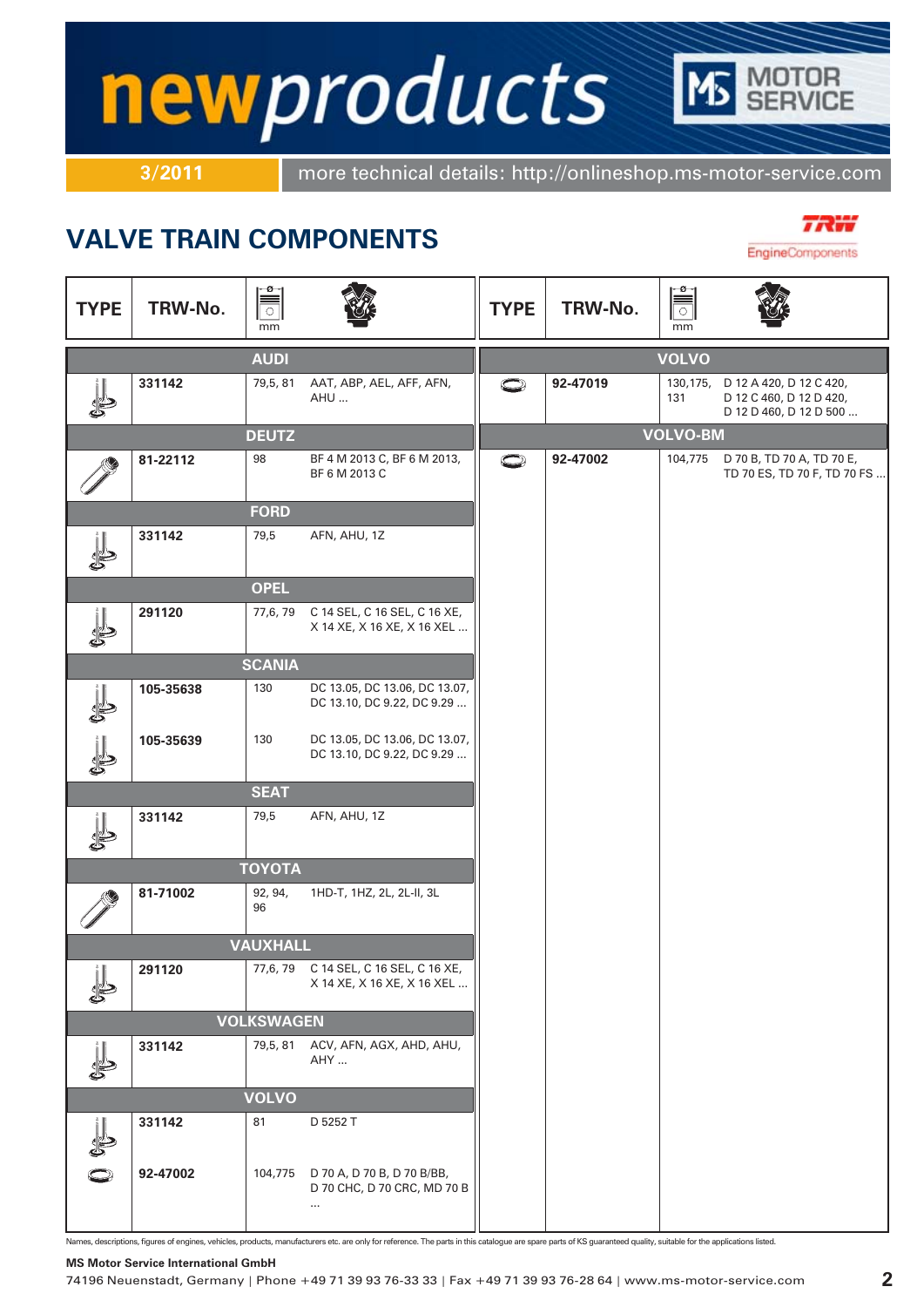# newproducts

**3/2011** more technical details: http://onlineshop.ms-motor-service.com

MS MOTOR SERVICE

## VALVE TRAIN COMPONENTS

TRW EngineComponents

| TYPE | TRW-No. | Ø mm | Engine |
|---|---|---|---|
| | **AUDI** | | |
| | 331142 | 79,5, 81 | AAT, ABP, AEL, AFF, AFN, AHU ... |
| | **DEUTZ** | | |
| | 81-22112 | 98 | BF 4 M 2013 C, BF 6 M 2013, BF 6 M 2013 C |
| | **FORD** | | |
| | 331142 | 79,5 | AFN, AHU, 1Z |
| | **OPEL** | | |
| | 291120 | 77,6, 79 | C 14 SEL, C 16 SEL, C 16 XE, X 14 XE, X 16 XE, X 16 XEL ... |
| | **SCANIA** | | |
| | 105-35638 | 130 | DC 13.05, DC 13.06, DC 13.07, DC 13.10, DC 9.22, DC 9.29 ... |
| | 105-35639 | 130 | DC 13.05, DC 13.06, DC 13.07, DC 13.10, DC 9.22, DC 9.29 ... |
| | **SEAT** | | |
| | 331142 | 79,5 | AFN, AHU, 1Z |
| | **TOYOTA** | | |
| | 81-71002 | 92, 94, 96 | 1HD-T, 1HZ, 2L, 2L-II, 3L |
| | **VAUXHALL** | | |
| | 291120 | 77,6, 79 | C 14 SEL, C 16 SEL, C 16 XE, X 14 XE, X 16 XE, X 16 XEL ... |
| | **VOLKSWAGEN** | | |
| | 331142 | 79,5, 81 | ACV, AFN, AGX, AHD, AHU, AHY ... |
| | **VOLVO** | | |
| | 331142 | 81 | D 5252 T |
| | 92-47002 | 104,775 | D 70 A, D 70 B, D 70 B/BB, D 70 CHC, D 70 CRC, MD 70 B ... |
| | 92-47019 | 130,175, 131 | D 12 A 420, D 12 C 420, D 12 C 460, D 12 D 420, D 12 D 460, D 12 D 500 ... |
| | **VOLVO-BM** | | |
| | 92-47002 | 104,775 | D 70 B, TD 70 A, TD 70 E, TD 70 ES, TD 70 F, TD 70 FS ... |

Names, descriptions, figures of engines, vehicles, products, manufacturers etc. are only for reference. The parts in this catalogue are spare parts of KS guaranteed quality, suitable for the applications listed.

**MS Motor Service International GmbH**
74196 Neuenstadt, Germany | Phone +49 71 39 93 76-33 33 | Fax +49 71 39 93 76-28 64 | www.ms-motor-service.com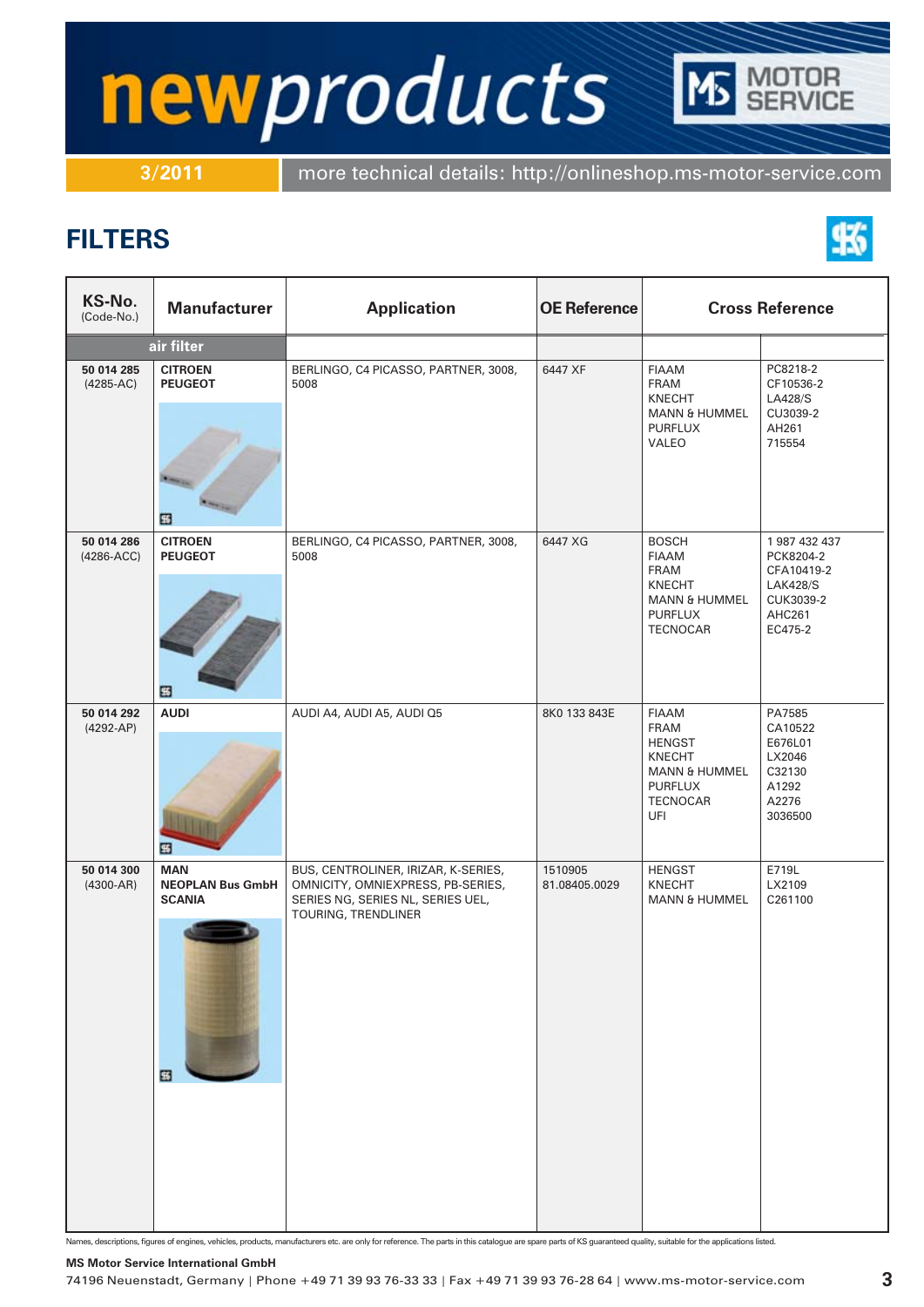# newproducts

MS MOTOR SERVICE

3/2011 more technical details: http://onlineshop.ms-motor-service.com

## FILTERS

| KS-No. (Code-No.) | Manufacturer | Application | OE Reference | Cross Reference | |
|---|---|---|---|---|---|
| | **air filter** | | | | |
| **50 014 285** (4285-AC) | **CITROEN** **PEUGEOT** | BERLINGO, C4 PICASSO, PARTNER, 3008, 5008 | 6447 XF | FIAAM<br>FRAM<br>KNECHT<br>MANN & HUMMEL<br>PURFLUX<br>VALEO | PC8218-2<br>CF10536-2<br>LA428/S<br>CU3039-2<br>AH261<br>715554 |
| **50 014 286** (4286-ACC) | **CITROEN** **PEUGEOT** | BERLINGO, C4 PICASSO, PARTNER, 3008, 5008 | 6447 XG | BOSCH<br>FIAAM<br>FRAM<br>KNECHT<br>MANN & HUMMEL<br>PURFLUX<br>TECNOCAR | 1 987 432 437<br>PCK8204-2<br>CFA10419-2<br>LAK428/S<br>CUK3039-2<br>AHC261<br>EC475-2 |
| **50 014 292** (4292-AP) | **AUDI** | AUDI A4, AUDI A5, AUDI Q5 | 8K0 133 843E | FIAAM<br>FRAM<br>HENGST<br>KNECHT<br>MANN & HUMMEL<br>PURFLUX<br>TECNOCAR<br>UFI | PA7585<br>CA10522<br>E676L01<br>LX2046<br>C32130<br>A1292<br>A2276<br>3036500 |
| **50 014 300** (4300-AR) | **MAN** **NEOPLAN Bus GmbH** **SCANIA** | BUS, CENTROLINER, IRIZAR, K-SERIES, OMNICITY, OMNIEXPRESS, PB-SERIES, SERIES NG, SERIES NL, SERIES UEL, TOURING, TRENDLINER | 1510905<br>81.08405.0029 | HENGST<br>KNECHT<br>MANN & HUMMEL | E719L<br>LX2109<br>C261100 |

Names, descriptions, figures of engines, vehicles, products, manufacturers etc. are only for reference. The parts in this catalogue are spare parts of KS guaranteed quality, suitable for the applications listed.

**MS Motor Service International GmbH**
74196 Neuenstadt, Germany | Phone +49 71 39 93 76-33 33 | Fax +49 71 39 93 76-28 64 | www.ms-motor-service.com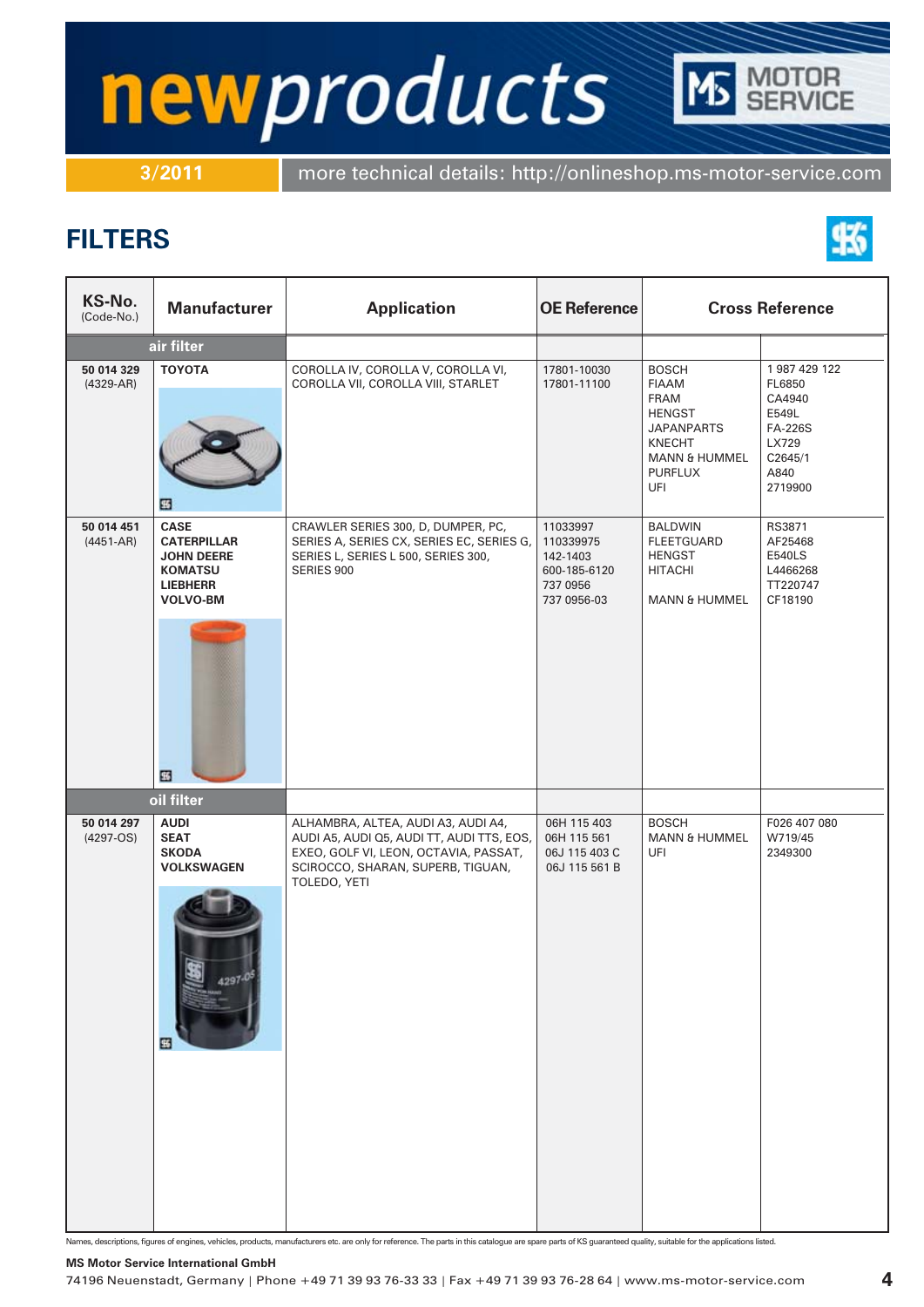# newproducts

3/2011 more technical details: http://onlineshop.ms-motor-service.com

## FILTERS

| KS-No. (Code-No.) | Manufacturer | Application | OE Reference | Cross Reference | |
|---|---|---|---|---|---|
| **air filter** | | | | | |
| **50 014 329** (4329-AR) | **TOYOTA** | COROLLA IV, COROLLA V, COROLLA VI, COROLLA VII, COROLLA VIII, STARLET | 17801-10030<br>17801-11100 | BOSCH<br>FIAAM<br>FRAM<br>HENGST<br>JAPANPARTS<br>KNECHT<br>MANN & HUMMEL<br>PURFLUX<br>UFI | 1 987 429 122<br>FL6850<br>CA4940<br>E549L<br>FA-226S<br>LX729<br>C2645/1<br>A840<br>2719900 |
| **50 014 451** (4451-AR) | **CASE**<br>**CATERPILLAR**<br>**JOHN DEERE**<br>**KOMATSU**<br>**LIEBHERR**<br>**VOLVO-BM** | CRAWLER SERIES 300, D, DUMPER, PC, SERIES A, SERIES CX, SERIES EC, SERIES G, SERIES L, SERIES L 500, SERIES 300, SERIES 900 | 11033997<br>110339975<br>142-1403<br>600-185-6120<br>737 0956<br>737 0956-03 | BALDWIN<br>FLEETGUARD<br>HENGST<br>HITACHI<br><br>MANN & HUMMEL | RS3871<br>AF25468<br>E540LS<br>L4466268<br>TT220747<br>CF18190 |
| **oil filter** | | | | | |
| **50 014 297** (4297-OS) | **AUDI**<br>**SEAT**<br>**SKODA**<br>**VOLKSWAGEN** | ALHAMBRA, ALTEA, AUDI A3, AUDI A4, AUDI A5, AUDI Q5, AUDI TT, AUDI TTS, EOS, EXEO, GOLF VI, LEON, OCTAVIA, PASSAT, SCIROCCO, SHARAN, SUPERB, TIGUAN, TOLEDO, YETI | 06H 115 403<br>06H 115 561<br>06J 115 403 C<br>06J 115 561 B | BOSCH<br>MANN & HUMMEL<br>UFI | F026 407 080<br>W719/45<br>2349300 |

Names, descriptions, figures of engines, vehicles, products, manufacturers etc. are only for reference. The parts in this catalogue are spare parts of KS guaranteed quality, suitable for the applications listed.

**MS Motor Service International GmbH**
74196 Neuenstadt, Germany | Phone +49 71 39 93 76-33 33 | Fax +49 71 39 93 76-28 64 | www.ms-motor-service.com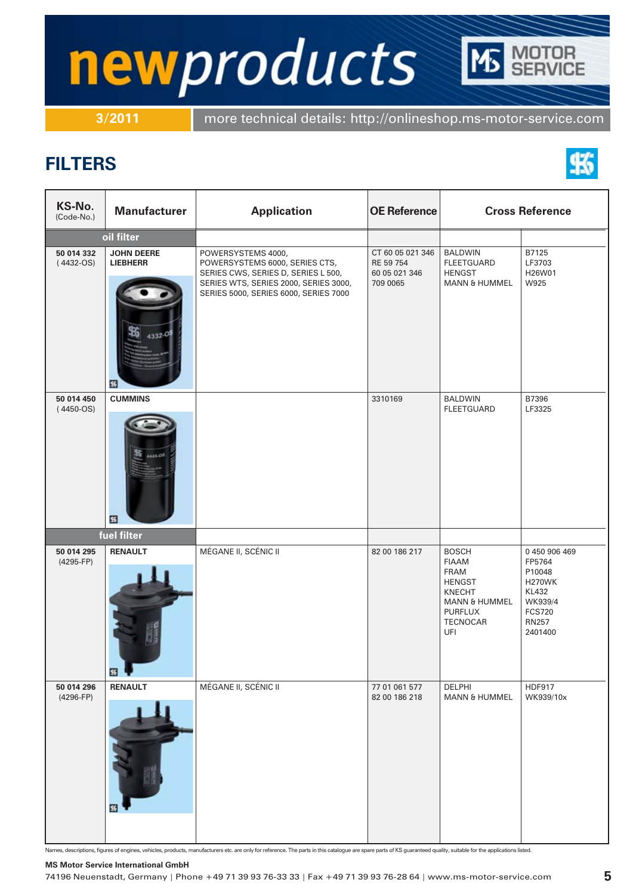# newproducts

**3/2011** more technical details: http://onlineshop.ms-motor-service.com

## FILTERS

| KS-No. (Code-No.) | Manufacturer | Application | OE Reference | Cross Reference | |
|---|---|---|---|---|---|
| **oil filter** | | | | | |
| **50 014 332** (4432-OS) | **JOHN DEERE** **LIEBHERR** | POWERSYSTEMS 4000, POWERSYSTEMS 6000, SERIES CTS, SERIES CWS, SERIES D, SERIES L 500, SERIES WTS, SERIES 2000, SERIES 3000, SERIES 5000, SERIES 6000, SERIES 7000 | CT 60 05 021 346<br>RE 59 754<br>60 05 021 346<br>709 0065 | BALDWIN<br>FLEETGUARD<br>HENGST<br>MANN & HUMMEL | B7125<br>LF3703<br>H26W01<br>W925 |
| **50 014 450** (4450-OS) | **CUMMINS** | | 3310169 | BALDWIN<br>FLEETGUARD | B7396<br>LF3325 |
| **fuel filter** | | | | | |
| **50 014 295** (4295-FP) | **RENAULT** | MÉGANE II, SCÉNIC II | 82 00 186 217 | BOSCH<br>FIAAM<br>FRAM<br>HENGST<br>KNECHT<br>MANN & HUMMEL<br>PURFLUX<br>TECNOCAR<br>UFI | 0 450 906 469<br>FP5764<br>P10048<br>H270WK<br>KL432<br>WK939/4<br>FCS720<br>RN257<br>2401400 |
| **50 014 296** (4296-FP) | **RENAULT** | MÉGANE II, SCÉNIC II | 77 01 061 577<br>82 00 186 218 | DELPHI<br>MANN & HUMMEL | HDF917<br>WK939/10x |

Names, descriptions, figures of engines, vehicles, products, manufacturers etc. are only for reference. The parts in this catalogue are spare parts of KS guaranteed quality, suitable for the applications listed.

**MS Motor Service International GmbH**
74196 Neuenstadt, Germany | Phone +49 71 39 93 76-33 33 | Fax +49 71 39 93 76-28 64 | www.ms-motor-service.com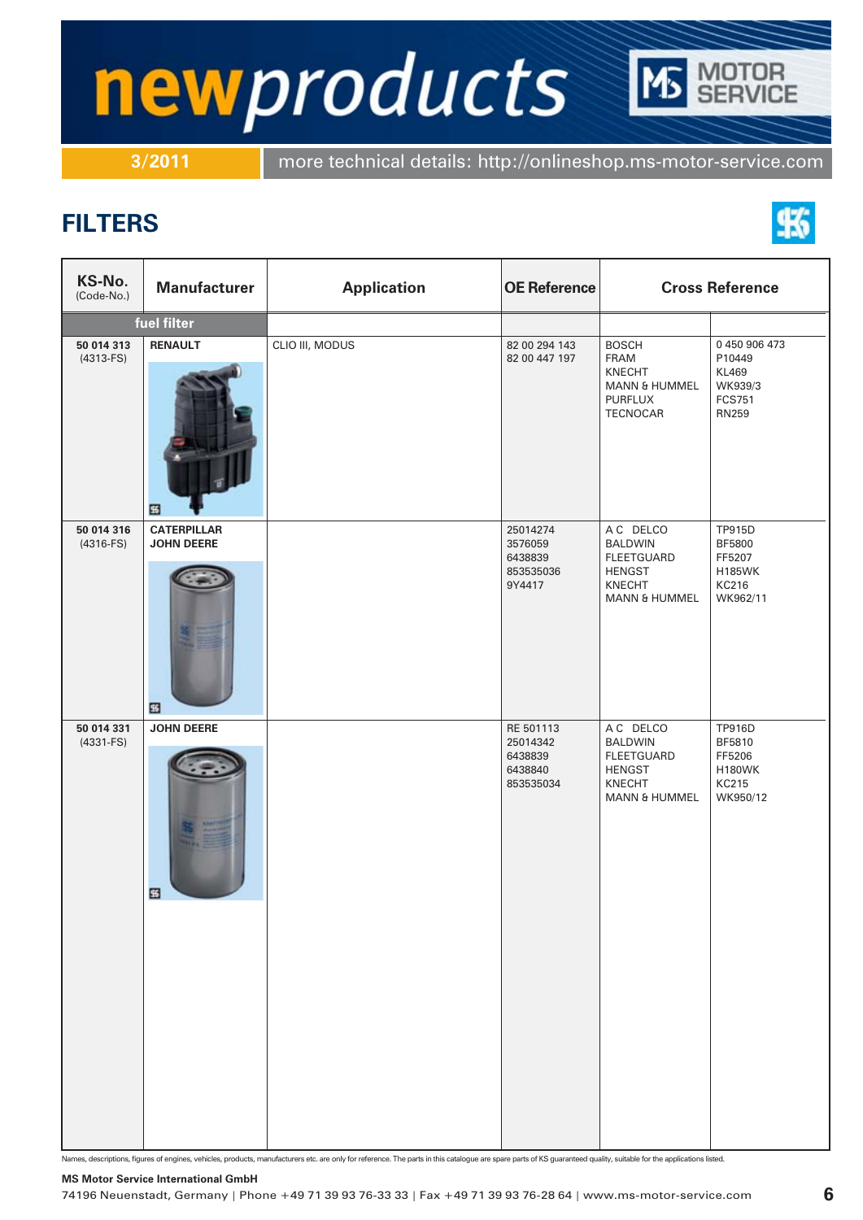# newproducts

**3/2011** more technical details: http://onlineshop.ms-motor-service.com

## FILTERS

| KS-No. (Code-No.) | Manufacturer | Application | OE Reference | Cross Reference | |
|---|---|---|---|---|---|
| **fuel filter** | | | | | |
| **50 014 313** (4313-FS) | **RENAULT** | CLIO III, MODUS | 82 00 294 143<br>82 00 447 197 | BOSCH<br>FRAM<br>KNECHT<br>MANN & HUMMEL<br>PURFLUX<br>TECNOCAR | 0 450 906 473<br>P10449<br>KL469<br>WK939/3<br>FCS751<br>RN259 |
| **50 014 316** (4316-FS) | **CATERPILLAR**<br>**JOHN DEERE** | | 25014274<br>3576059<br>6438839<br>853535036<br>9Y4417 | A C DELCO<br>BALDWIN<br>FLEETGUARD<br>HENGST<br>KNECHT<br>MANN & HUMMEL | TP915D<br>BF5800<br>FF5207<br>H185WK<br>KC216<br>WK962/11 |
| **50 014 331** (4331-FS) | **JOHN DEERE** | | RE 501113<br>25014342<br>6438839<br>6438840<br>853535034 | A C DELCO<br>BALDWIN<br>FLEETGUARD<br>HENGST<br>KNECHT<br>MANN & HUMMEL | TP916D<br>BF5810<br>FF5206<br>H180WK<br>KC215<br>WK950/12 |

Names, descriptions, figures of engines, vehicles, products, manufacturers etc. are only for reference. The parts in this catalogue are spare parts of KS guaranteed quality, suitable for the applications listed.

**MS Motor Service International GmbH**
74196 Neuenstadt, Germany | Phone +49 71 39 93 76-33 33 | Fax +49 71 39 93 76-28 64 | www.ms-motor-service.com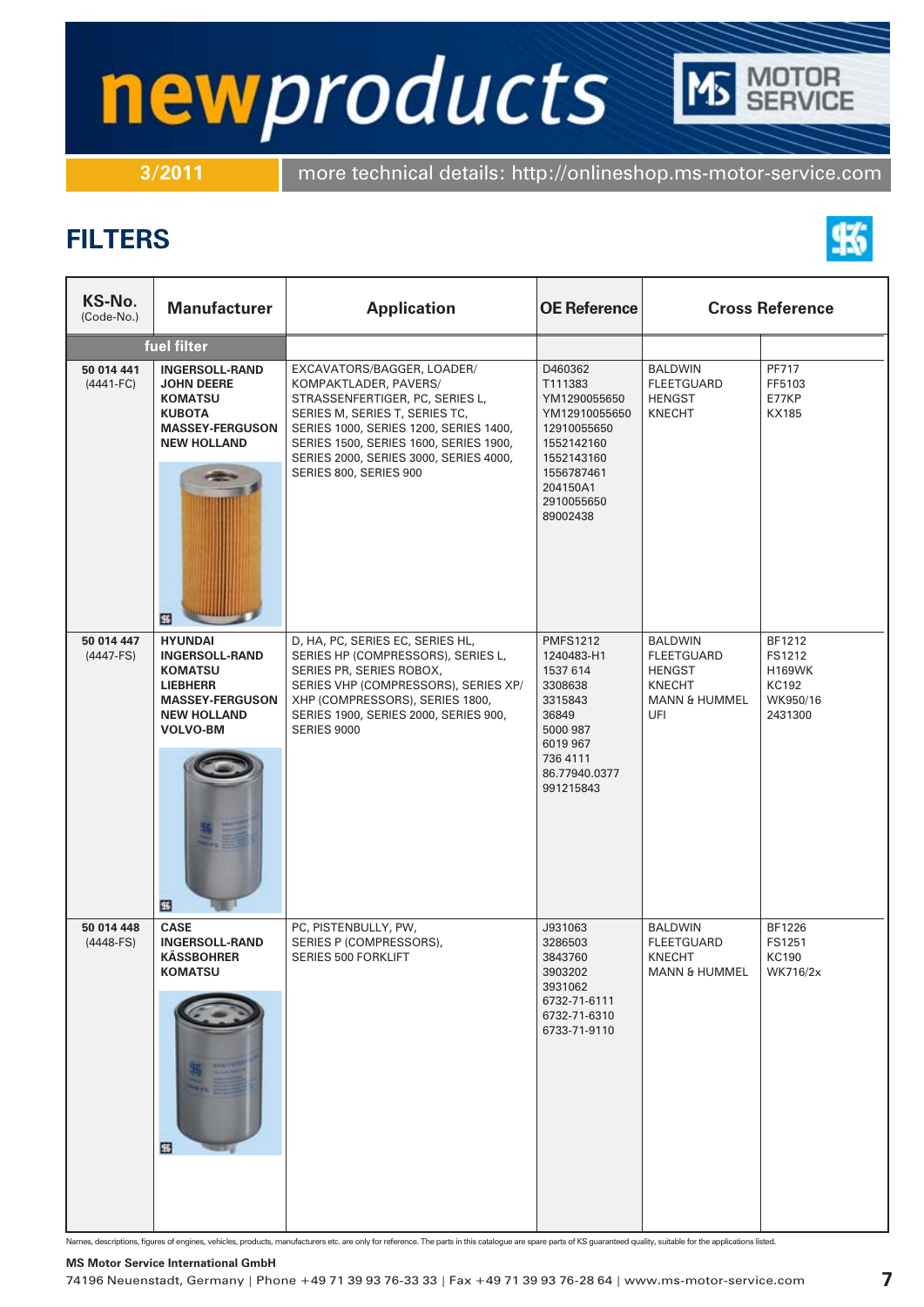# newproducts

**3/2011** more technical details: http://onlineshop.ms-motor-service.com

## FILTERS

| KS-No. (Code-No.) | Manufacturer | Application | OE Reference | Cross Reference | |
|---|---|---|---|---|---|
| **fuel filter** | | | | | |
| **50 014 441** (4441-FC) | **INGERSOLL-RAND** **JOHN DEERE** **KOMATSU** **KUBOTA** **MASSEY-FERGUSON** **NEW HOLLAND** | EXCAVATORS/BAGGER, LOADER/ KOMPAKTLADER, PAVERS/ STRASSENFERTIGER, PC, SERIES L, SERIES M, SERIES T, SERIES TC, SERIES 1000, SERIES 1200, SERIES 1400, SERIES 1500, SERIES 1600, SERIES 1900, SERIES 2000, SERIES 3000, SERIES 4000, SERIES 800, SERIES 900 | D460362 T111383 YM1290055650 YM12910055650 12910055650 1552142160 1552143160 1556787461 204150A1 2910055650 89002438 | BALDWIN FLEETGUARD HENGST KNECHT | PF717 FF5103 E77KP KX185 |
| **50 014 447** (4447-FS) | **HYUNDAI** **INGERSOLL-RAND** **KOMATSU** **LIEBHERR** **MASSEY-FERGUSON** **NEW HOLLAND** **VOLVO-BM** | D, HA, PC, SERIES EC, SERIES HL, SERIES HP (COMPRESSORS), SERIES L, SERIES PR, SERIES ROBOX, SERIES VHP (COMPRESSORS), SERIES XP/ XHP (COMPRESSORS), SERIES 1800, SERIES 1900, SERIES 2000, SERIES 900, SERIES 9000 | PMFS1212 1240483-H1 1537 614 3308638 3315843 36849 5000 987 6019 967 736 4111 86.77940.0377 991215843 | BALDWIN FLEETGUARD HENGST KNECHT MANN & HUMMEL UFI | BF1212 FS1212 H169WK KC192 WK950/16 2431300 |
| **50 014 448** (4448-FS) | **CASE** **INGERSOLL-RAND** **KÄSSBOHRER** **KOMATSU** | PC, PISTENBULLY, PW, SERIES P (COMPRESSORS), SERIES 500 FORKLIFT | J931063 3286503 3843760 3903202 3931062 6732-71-6111 6732-71-6310 6733-71-9110 | BALDWIN FLEETGUARD KNECHT MANN & HUMMEL | BF1226 FS1251 KC190 WK716/2x |

Names, descriptions, figures of engines, vehicles, products, manufacturers etc. are only for reference. The parts in this catalogue are spare parts of KS guaranteed quality, suitable for the applications listed.

**MS Motor Service International GmbH**
74196 Neuenstadt, Germany | Phone +49 71 39 93 76-33 33 | Fax +49 71 39 93 76-28 64 | www.ms-motor-service.com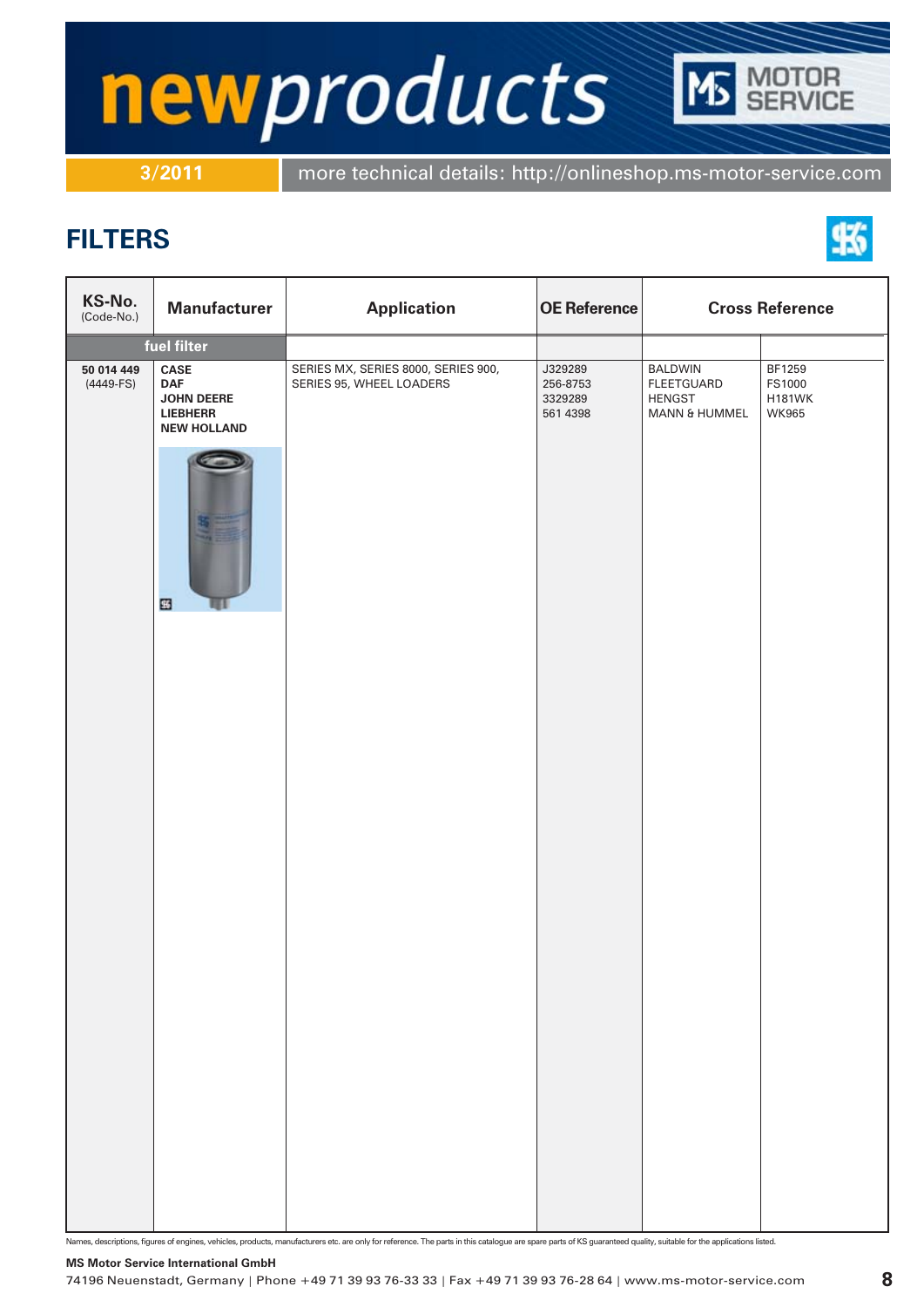# newproducts

3/2011 more technical details: http://onlineshop.ms-motor-service.com

## FILTERS

| KS-No. (Code-No.) | Manufacturer | Application | OE Reference | Cross Reference | |
|---|---|---|---|---|---|
| **fuel filter** | | | | | |
| **50 014 449** (4449-FS) | **CASE**<br>**DAF**<br>**JOHN DEERE**<br>**LIEBHERR**<br>**NEW HOLLAND** | SERIES MX, SERIES 8000, SERIES 900, SERIES 95, WHEEL LOADERS | J329289<br>256-8753<br>3329289<br>561 4398 | BALDWIN<br>FLEETGUARD<br>HENGST<br>MANN & HUMMEL | BF1259<br>FS1000<br>H181WK<br>WK965 |

Names, descriptions, figures of engines, vehicles, products, manufacturers etc. are only for reference. The parts in this catalogue are spare parts of KS guaranteed quality, suitable for the applications listed.

**MS Motor Service International GmbH**
74196 Neuenstadt, Germany | Phone +49 71 39 93 76-33 33 | Fax +49 71 39 93 76-28 64 | www.ms-motor-service.com